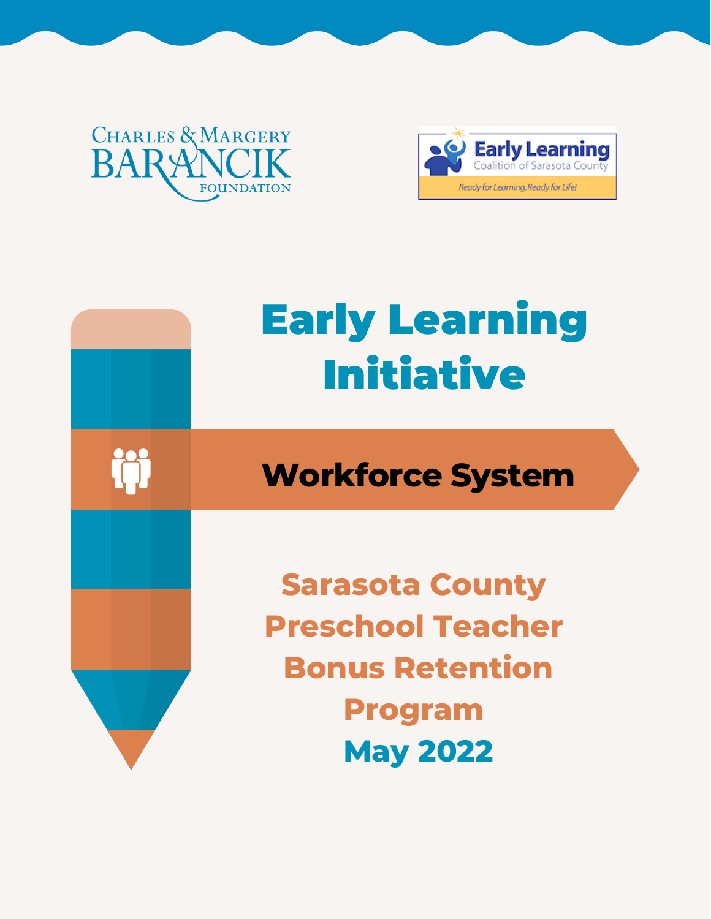Charles & Margery Barancik Foundation

Early Learning Coalition of Sarasota County

*Ready for Learning, Ready for Life!*

# Early Learning Initiative

## Workforce System

## Sarasota County Preschool Teacher Bonus Retention Program

## May 2022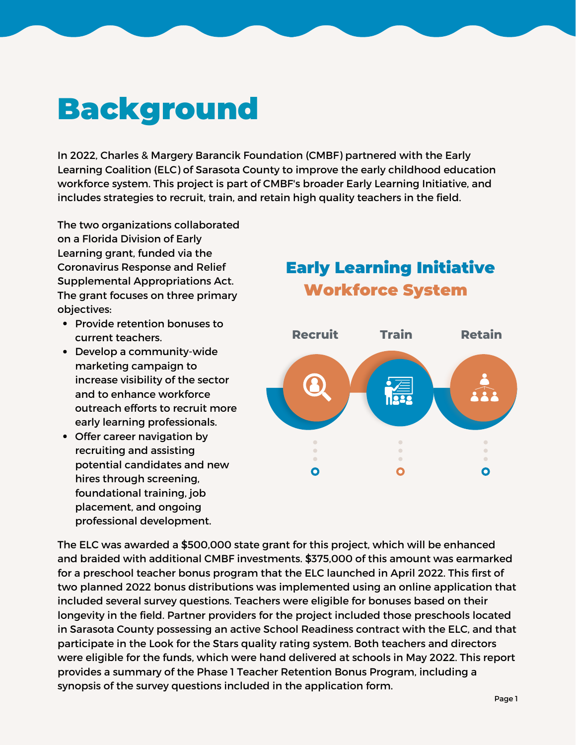# Background

In 2022, Charles & Margery Barancik Foundation (CMBF) partnered with the Early Learning Coalition (ELC) of Sarasota County to improve the early childhood education workforce system. This project is part of CMBF's broader Early Learning Initiative, and includes strategies to recruit, train, and retain high quality teachers in the field.

The two organizations collaborated on a Florida Division of Early Learning grant, funded via the Coronavirus Response and Relief Supplemental Appropriations Act. The grant focuses on three primary objectives:

- Provide retention bonuses to current teachers.
- Develop a community-wide marketing campaign to increase visibility of the sector and to enhance workforce outreach efforts to recruit more early learning professionals.
- Offer career navigation by recruiting and assisting potential candidates and new hires through screening, foundational training, job placement, and ongoing professional development.

## Early Learning Initiative Workforce System

Recruit | Train | Retain

The ELC was awarded a $500,000 state grant for this project, which will be enhanced and braided with additional CMBF investments. $375,000 of this amount was earmarked for a preschool teacher bonus program that the ELC launched in April 2022. This first of two planned 2022 bonus distributions was implemented using an online application that included several survey questions. Teachers were eligible for bonuses based on their longevity in the field. Partner providers for the project included those preschools located in Sarasota County possessing an active School Readiness contract with the ELC, and that participate in the Look for the Stars quality rating system. Both teachers and directors were eligible for the funds, which were hand delivered at schools in May 2022. This report provides a summary of the Phase 1 Teacher Retention Bonus Program, including a synopsis of the survey questions included in the application form.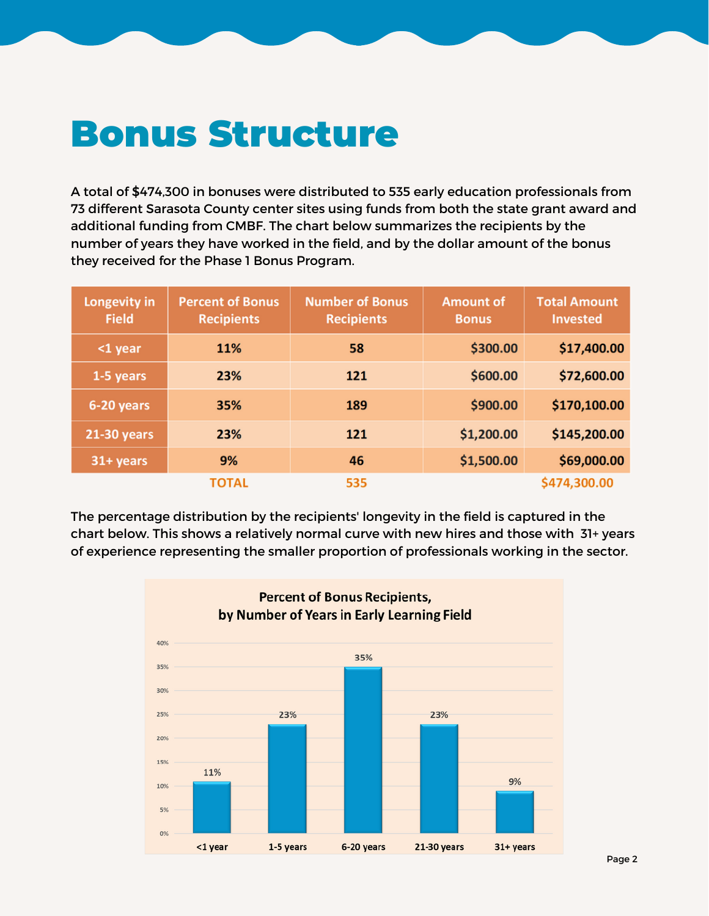# Bonus Structure

A total of $474,300 in bonuses were distributed to 535 early education professionals from 73 different Sarasota County center sites using funds from both the state grant award and additional funding from CMBF. The chart below summarizes the recipients by the number of years they have worked in the field, and by the dollar amount of the bonus they received for the Phase 1 Bonus Program.

| Longevity in Field | Percent of Bonus Recipients | Number of Bonus Recipients | Amount of Bonus | Total Amount Invested |
|---|---|---|---|---|
| <1 year | 11% | 58 | $300.00 | $17,400.00 |
| 1-5 years | 23% | 121 | $600.00 | $72,600.00 |
| 6-20 years | 35% | 189 | $900.00 | $170,100.00 |
| 21-30 years | 23% | 121 | $1,200.00 | $145,200.00 |
| 31+ years | 9% | 46 | $1,500.00 | $69,000.00 |
| | TOTAL | 535 | | $474,300.00 |

The percentage distribution by the recipients' longevity in the field is captured in the chart below. This shows a relatively normal curve with new hires and those with 31+ years of experience representing the smaller proportion of professionals working in the sector.

**Percent of Bonus Recipients, by Number of Years in Early Learning Field**

| Years in Field | Percent |
|---|---|
| <1 year | 11% |
| 1-5 years | 23% |
| 6-20 years | 35% |
| 21-30 years | 23% |
| 31+ years | 9% |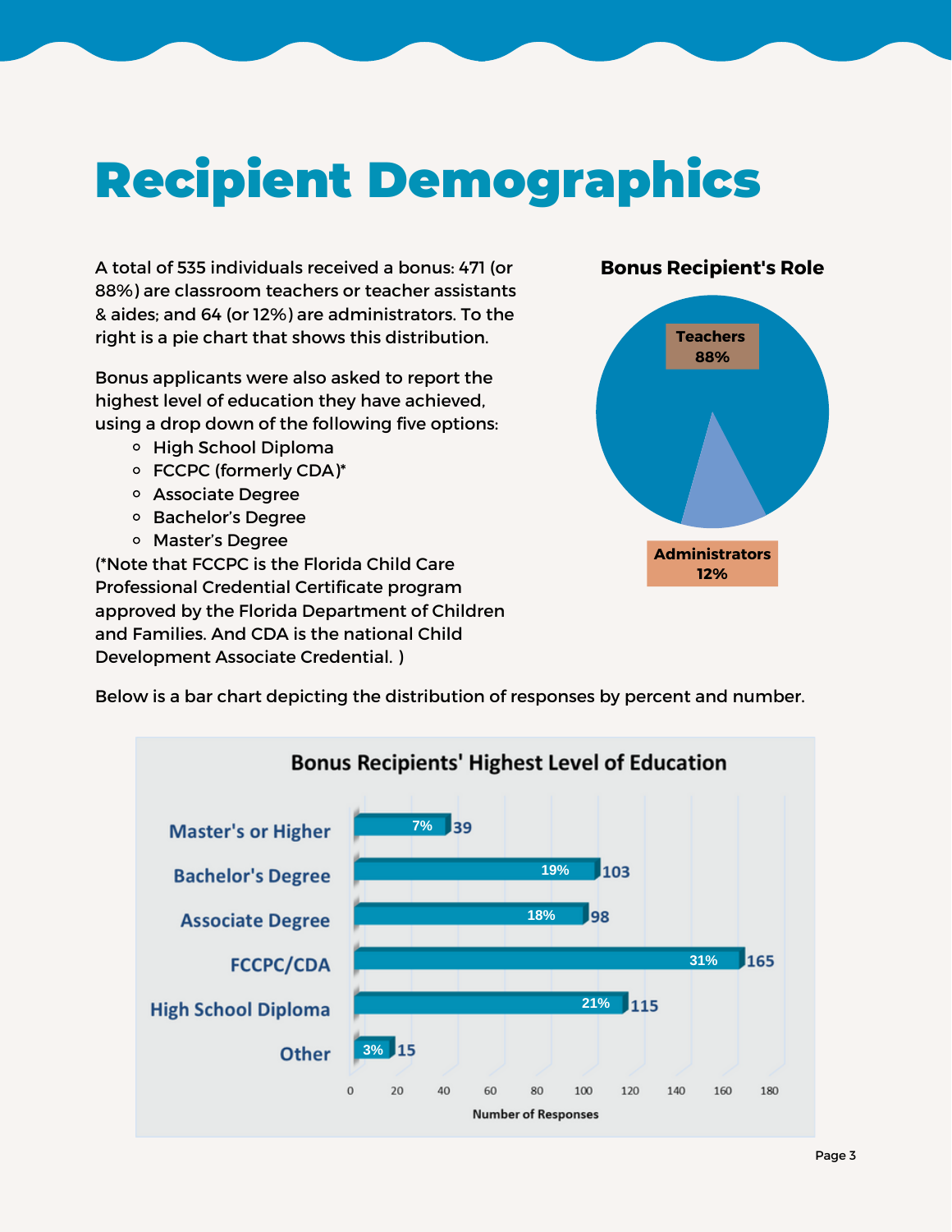# Recipient Demographics

A total of 535 individuals received a bonus: 471 (or 88%) are classroom teachers or teacher assistants & aides; and 64 (or 12%) are administrators. To the right is a pie chart that shows this distribution.

**Bonus Recipient's Role**

| Role | Percent |
| --- | --- |
| Teachers | 88% |
| Administrators | 12% |

Bonus applicants were also asked to report the highest level of education they have achieved, using a drop down of the following five options:

- High School Diploma
- FCCPC (formerly CDA)*
- Associate Degree
- Bachelor's Degree
- Master's Degree

(*Note that FCCPC is the Florida Child Care Professional Credential Certificate program approved by the Florida Department of Children and Families. And CDA is the national Child Development Associate Credential. )

Below is a bar chart depicting the distribution of responses by percent and number.

**Bonus Recipients' Highest Level of Education**

| Level of Education | Percent | Number of Responses |
| --- | --- | --- |
| Master's or Higher | 7% | 39 |
| Bachelor's Degree | 19% | 103 |
| Associate Degree | 18% | 98 |
| FCCPC/CDA | 31% | 165 |
| High School Diploma | 21% | 115 |
| Other | 3% | 15 |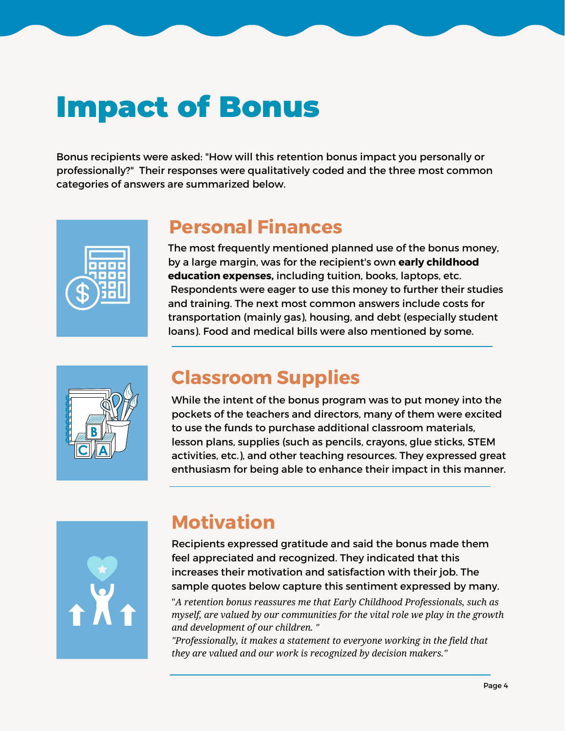# Impact of Bonus

Bonus recipients were asked: "How will this retention bonus impact you personally or professionally?" Their responses were qualitatively coded and the three most common categories of answers are summarized below.

## Personal Finances

The most frequently mentioned planned use of the bonus money, by a large margin, was for the recipient's own **early childhood education expenses,** including tuition, books, laptops, etc. Respondents were eager to use this money to further their studies and training. The next most common answers include costs for transportation (mainly gas), housing, and debt (especially student loans). Food and medical bills were also mentioned by some.

## Classroom Supplies

While the intent of the bonus program was to put money into the pockets of the teachers and directors, many of them were excited to use the funds to purchase additional classroom materials, lesson plans, supplies (such as pencils, crayons, glue sticks, STEM activities, etc.), and other teaching resources. They expressed great enthusiasm for being able to enhance their impact in this manner.

## Motivation

Recipients expressed gratitude and said the bonus made them feel appreciated and recognized. They indicated that this increases their motivation and satisfaction with their job. The sample quotes below capture this sentiment expressed by many.

"*A retention bonus reassures me that Early Childhood Professionals, such as myself, are valued by our communities for the vital role we play in the growth and development of our children.* "

"*Professionally, it makes a statement to everyone working in the field that they are valued and our work is recognized by decision makers.*"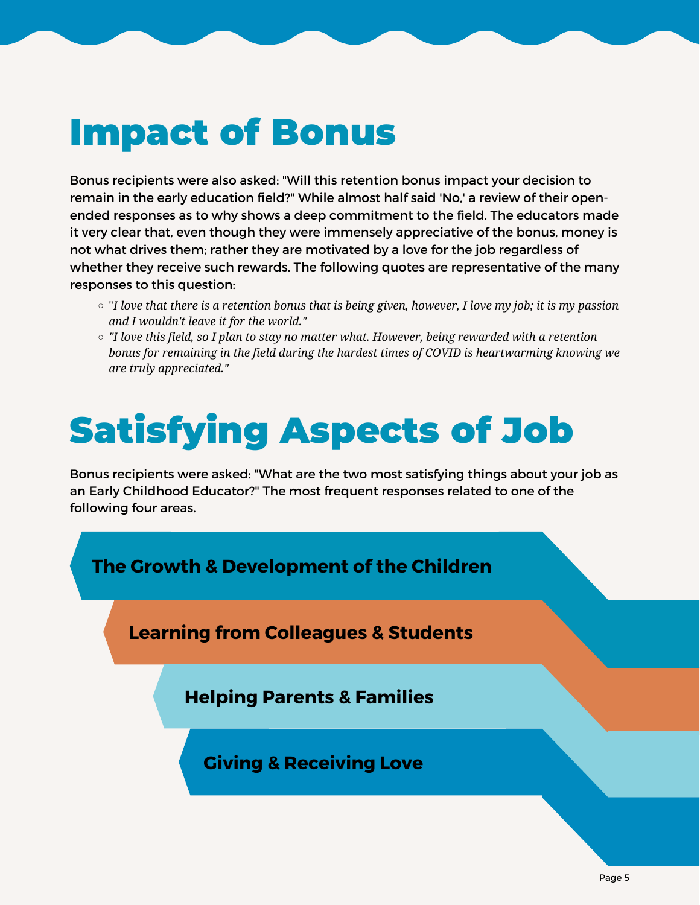# Impact of Bonus

Bonus recipients were also asked: "Will this retention bonus impact your decision to remain in the early education field?" While almost half said 'No,' a review of their open-ended responses as to why shows a deep commitment to the field. The educators made it very clear that, even though they were immensely appreciative of the bonus, money is not what drives them; rather they are motivated by a love for the job regardless of whether they receive such rewards. The following quotes are representative of the many responses to this question:

- "*I love that there is a retention bonus that is being given, however, I love my job; it is my passion and I wouldn't leave it for the world."*
- *"I love this field, so I plan to stay no matter what. However, being rewarded with a retention bonus for remaining in the field during the hardest times of COVID is heartwarming knowing we are truly appreciated."*

# Satisfying Aspects of Job

Bonus recipients were asked: "What are the two most satisfying things about your job as an Early Childhood Educator?" The most frequent responses related to one of the following four areas.

- **The Growth & Development of the Children**
- **Learning from Colleagues & Students**
- **Helping Parents & Families**
- **Giving & Receiving Love**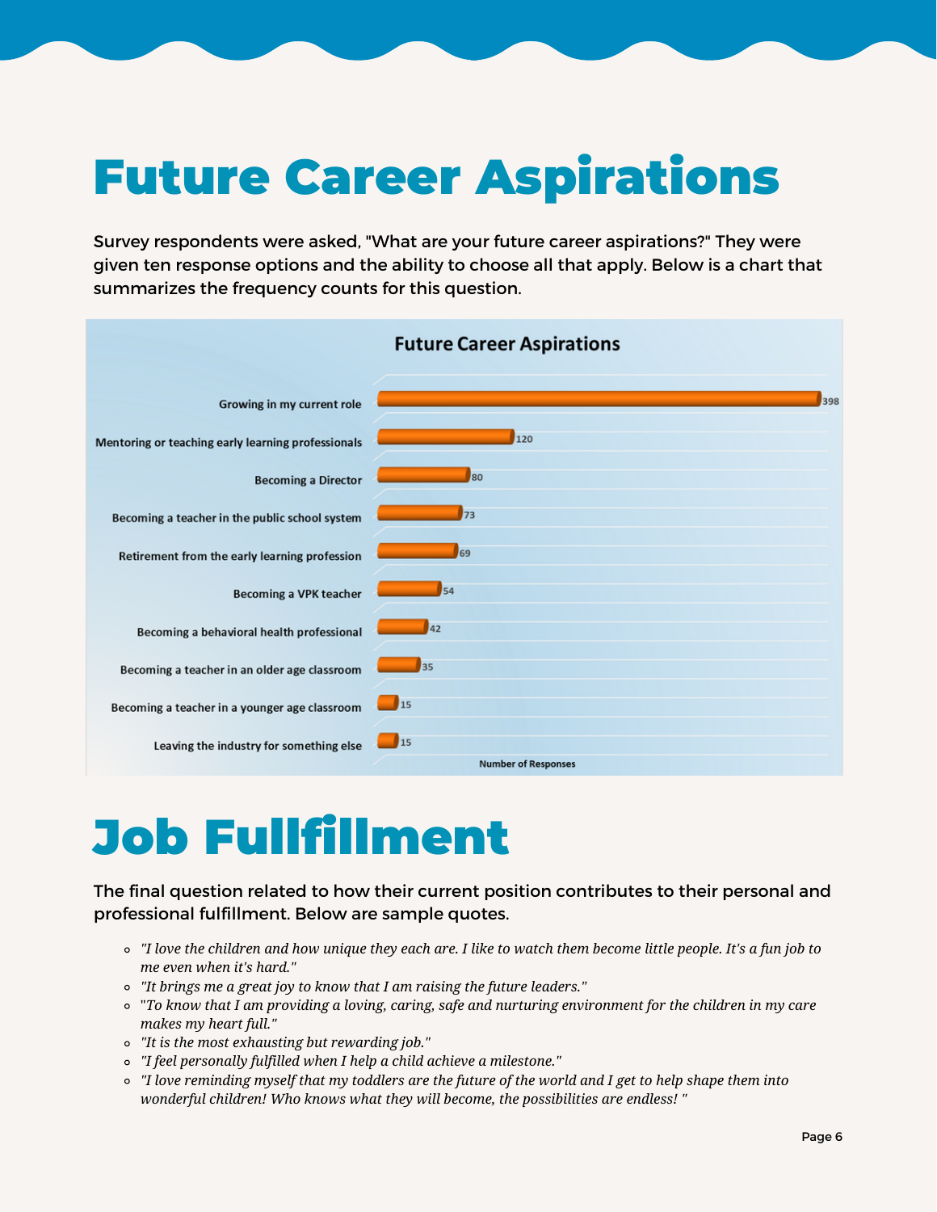# Future Career Aspirations

Survey respondents were asked, "What are your future career aspirations?" They were given ten response options and the ability to choose all that apply. Below is a chart that summarizes the frequency counts for this question.

Future Career Aspirations

Growing in my current role 398

Mentoring or teaching early learning professionals 120

Becoming a Director 80

Becoming a teacher in the public school system 73

Retirement from the early learning profession 69

Becoming a VPK teacher 54

Becoming a behavioral health professional 42

Becoming a teacher in an older age classroom 35

Becoming a teacher in a younger age classroom 15

Leaving the industry for something else 15

Number of Responses

# Job Fullfillment

The final question related to how their current position contributes to their personal and professional fulfillment. Below are sample quotes.

- *"I love the children and how unique they each are. I like to watch them become little people. It's a fun job to me even when it's hard."*
- *"It brings me a great joy to know that I am raising the future leaders."*
- "*To know that I am providing a loving, caring, safe and nurturing environment for the children in my care makes my heart full."*
- *"It is the most exhausting but rewarding job."*
- *"I feel personally fulfilled when I help a child achieve a milestone."*
- *"I love reminding myself that my toddlers are the future of the world and I get to help shape them into wonderful children! Who knows what they will become, the possibilities are endless! "*